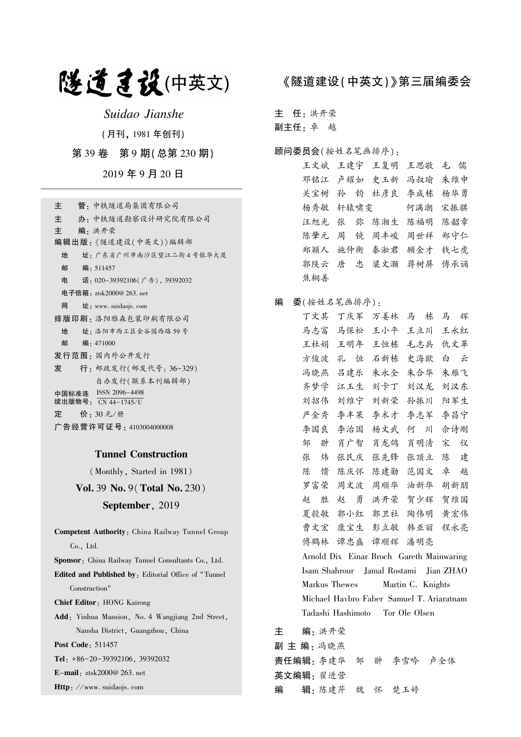# 隧道建设(中英文)

*Suidao Jianshe*

(月刊，1981年创刊)

第39卷 第9期(总第230期)

2019年9月20日

---

**主　　管**：中铁隧道局集团有限公司
**主　　办**：中铁隧道勘察设计研究院有限公司
**主　　编**：洪开荣
**编辑出版**：《隧道建设(中英文)》编辑部
　**地　　址**：广东省广州市南沙区望江二街4号银华大厦
　**邮　　编**：511457
　**电　　话**：020-39392106(广告)，39392032
　**电子信箱**：ztsk2000@263.net
　**网　　址**：www.suidaojs.com
**排版印刷**：洛阳雅森包装印刷有限公司
　**地　　址**：洛阳市西工区金谷园西路59号
　**邮　　编**：471000
**发行范围**：国内外公开发行
**发　　行**：邮政发行(邮发代号：36-329)
　　　　　自办发行(联系本刊编辑部)
**中国标准连续出版物号**：ISSN 2096-4498 / CN 44-1745/U
**定　　价**：30元/册
**广告经营许可证号**：4103004000008

## Tunnel Construction

(Monthly, Started in 1981)

**Vol.** 39 **No.** 9(**Total No.** 230)

**September**, 2019

**Competent Authority**: China Railway Tunnel Group Co., Ltd.
**Sponsor**: China Railway Tunnel Consultants Co., Ltd.
**Edited and Published by**: Editorial Office of "Tunnel Construction"
**Chief Editor**: HONG Kairong
**Add**: Yinhua Mansion, No. 4 Wangjiang 2nd Street, Nansha District, Guangzhou, China
**Post Code**: 511457
**Tel**: +86-20-39392106, 39392032
**E-mail**: ztsk2000@263.net
**Http**: //www.suidaojs.com

## 《隧道建设(中英文)》第三届编委会

**主　任**：洪开荣
**副主任**：卓　越

**顾问委员会**(按姓名笔画排序)：

王文斌　王建宇　王复明　王思敬　毛　儒
邓铭江　卢耀如　史玉新　冯叔瑜　朱维申
关宝树　孙　钧　杜彦良　李成栋　杨华勇
杨秀敏　轩辕啸雯　何满潮　宋振骐
汪旭光　张　弥　陈湘生　陈福明　陈韶章
陈肇元　周　镜　周丰峻　周世祥　郑守仁
郑颖人　施仲衡　秦淞君　顾金才　钱七虎
郭陕云　唐　忠　梁文灏　蒋树屏　傅承诵
焦桐善

**编　委**(按姓名笔画排序)：

丁文其　丁庆军　万姜林　马　栋　马　辉
马志富　马保松　王小平　王立川　王永红
王杜娟　王明年　王恒栋　毛志兵　仇文革
方俊波　孔　恒　石新栋　史海欧　白　云
冯晓燕　吕建乐　朱永全　朱合华　朱雁飞
齐梦学　江玉生　刘卡丁　刘汉龙　刘汉东
刘招伟　刘维宁　刘新荣　孙振川　阳军生
严金秀　李丰果　李术才　李志军　李昌宁
李国良　李治国　杨文武　何　川　佘诗刚
邹　翀　肖广智　肖龙鸽　肖明清　宋　仪
张　炜　张民庆　张先锋　张顶立　陈　建
陈　馈　陈庆怀　陈建勋　范国文　卓　越
罗富荣　周文波　周顺华　油新华　胡新朋
赵　胜　赵　勇　洪开荣　贺少辉　贺维国
夏毅敏　郭小红　郭卫社　陶伟明　黄宏伟
曹文宏　康宝生　彭立敏　韩亚丽　程永亮
傅鹤林　谭忠盛　谭顺辉　潘明亮
Arnold Dix　Einar Broch　Gareth Mainwaring
Isam Shahrour　Jamal Rostami　Jian ZHAO
Markus Thewes　Martin C. Knights
Michael Havbro Faber　Samuel T. Ariaratnam
Tadashi Hashimoto　Tor Ole Olsen

**主　　编**：洪开荣
**副 主 编**：冯晓燕
**责任编辑**：李建华　邹　翀　李雪吟　卢全体
**英文编辑**：翟进营
**编　　辑**：陈建芹　魏　怀　楚玉婷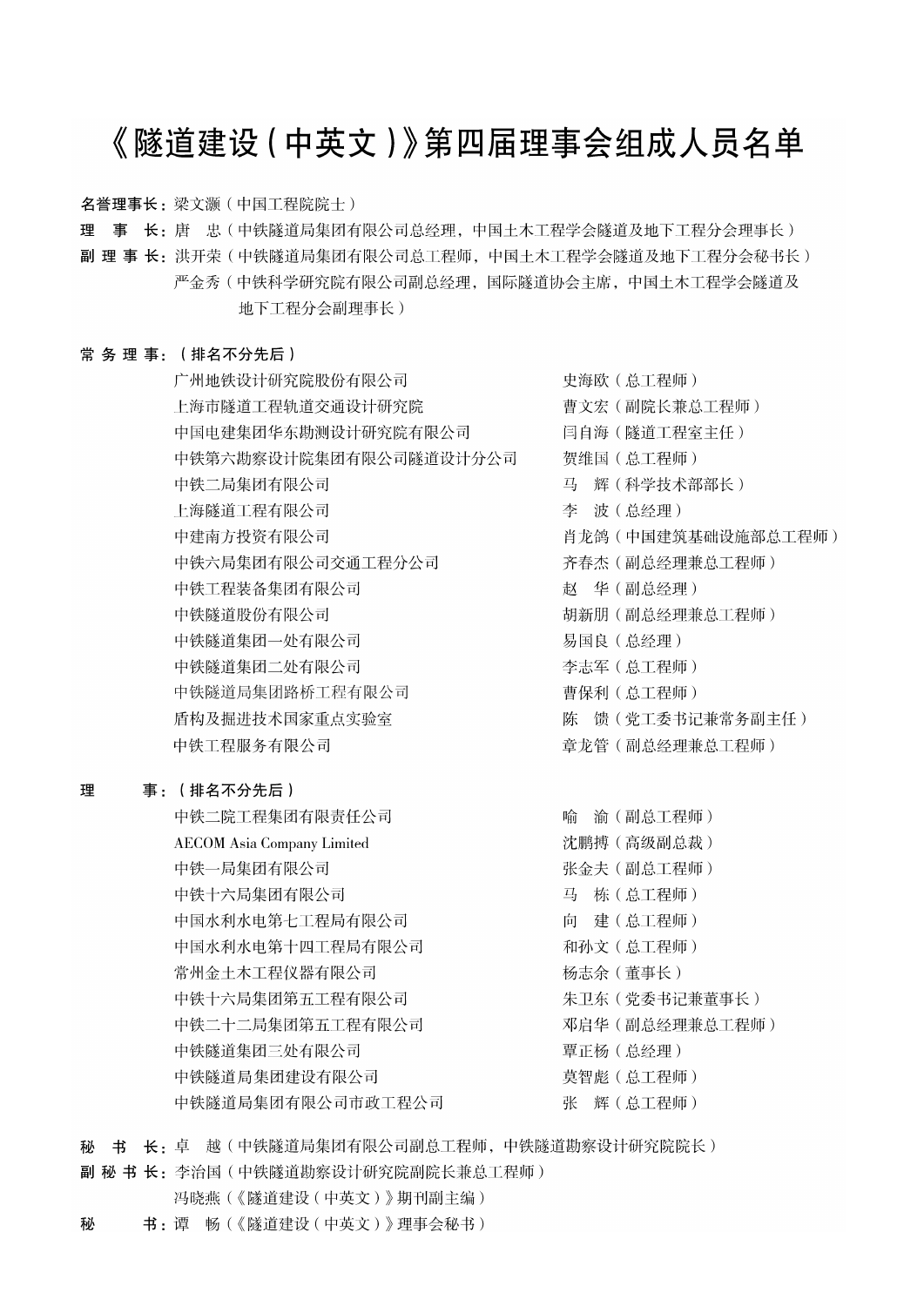# 《隧道建设（中英文）》第四届理事会组成人员名单

**名誉理事长：** 梁文灏（中国工程院院士）

**理　事　长：** 唐　忠（中铁隧道局集团有限公司总经理，中国土木工程学会隧道及地下工程分会理事长）

**副 理 事 长：** 洪开荣（中铁隧道局集团有限公司总工程师，中国土木工程学会隧道及地下工程分会秘书长）

严金秀（中铁科学研究院有限公司副总经理，国际隧道协会主席，中国土木工程学会隧道及地下工程分会副理事长）

**常 务 理 事：（排名不分先后）**

| 单位 | 人员 |
| --- | --- |
| 广州地铁设计研究院股份有限公司 | 史海欧（总工程师） |
| 上海市隧道工程轨道交通设计研究院 | 曹文宏（副院长兼总工程师） |
| 中国电建集团华东勘测设计研究院有限公司 | 闫自海（隧道工程室主任） |
| 中铁第六勘察设计院集团有限公司隧道设计分公司 | 贺维国（总工程师） |
| 中铁二局集团有限公司 | 马　辉（科学技术部部长） |
| 上海隧道工程有限公司 | 李　波（总经理） |
| 中建南方投资有限公司 | 肖龙鸽（中国建筑基础设施部总工程师） |
| 中铁六局集团有限公司交通工程分公司 | 齐春杰（副总经理兼总工程师） |
| 中铁工程装备集团有限公司 | 赵　华（副总经理） |
| 中铁隧道股份有限公司 | 胡新朋（副总经理兼总工程师） |
| 中铁隧道集团一处有限公司 | 易国良（总经理） |
| 中铁隧道集团二处有限公司 | 李志军（总工程师） |
| 中铁隧道局集团路桥工程有限公司 | 曹保利（总工程师） |
| 盾构及掘进技术国家重点实验室 | 陈　馈（党工委书记兼常务副主任） |
| 中铁工程服务有限公司 | 章龙管（副总经理兼总工程师） |

**理　　　事：（排名不分先后）**

| 单位 | 人员 |
| --- | --- |
| 中铁二院工程集团有限责任公司 | 喻　渝（副总工程师） |
| AECOM Asia Company Limited | 沈鹏搏（高级副总裁） |
| 中铁一局集团有限公司 | 张金夫（副总工程师） |
| 中铁十六局集团有限公司 | 马　栋（总工程师） |
| 中国水利水电第七工程局有限公司 | 向　建（总工程师） |
| 中国水利水电第十四工程局有限公司 | 和孙文（总工程师） |
| 常州金土木工程仪器有限公司 | 杨志余（董事长） |
| 中铁十六局集团第五工程有限公司 | 朱卫东（党委书记兼董事长） |
| 中铁二十二局集团第五工程有限公司 | 邓启华（副总经理兼总工程师） |
| 中铁隧道集团三处有限公司 | 覃正杨（总经理） |
| 中铁隧道局集团建设有限公司 | 莫智彪（总工程师） |
| 中铁隧道局集团有限公司市政工程公司 | 张　辉（总工程师） |

**秘　书　长：** 卓　越（中铁隧道局集团有限公司副总工程师，中铁隧道勘察设计研究院院长）

**副 秘 书 长：** 李治国（中铁隧道勘察设计研究院副院长兼总工程师）

冯晓燕（《隧道建设（中英文）》期刊副主编）

**秘　　　书：** 谭　畅（《隧道建设（中英文）》理事会秘书）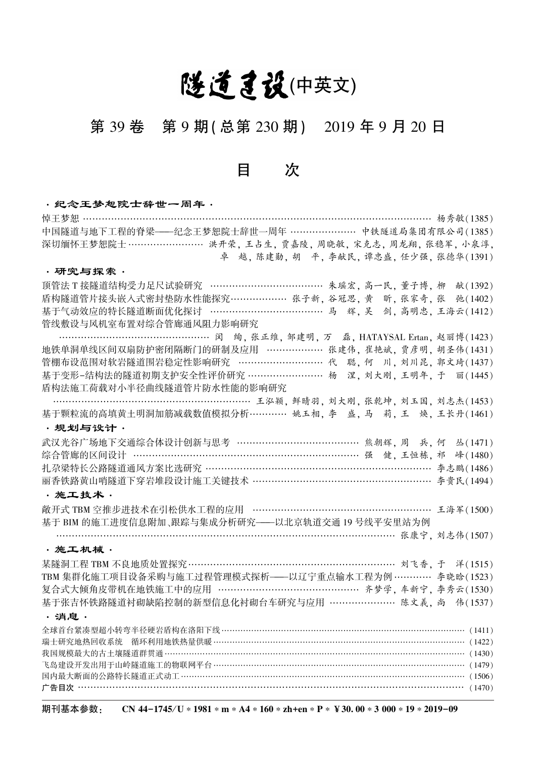# 隧道建设(中英文)

## 第 39 卷　第 9 期(总第 230 期)　2019 年 9 月 20 日

## 目　　次

**· 纪念王梦恕院士辞世一周年 ·**

悼王梦恕 …… 杨秀敏(1385)

中国隧道与地下工程的脊梁——纪念王梦恕院士辞世一周年 …… 中铁隧道局集团有限公司(1385)

深切缅怀王梦恕院士 …… 洪开荣, 王占生, 贾嘉陵, 周晓敏, 宋克志, 周龙翔, 张稳军, 小泉淳, 卓　越, 陈建勋, 胡　平, 李献民, 谭忠盛, 任少强, 张德华(1391)

**· 研究与探索 ·**

顶管法 T 接隧道结构受力足尺试验研究 …… 朱瑶宏, 高一民, 董子博, 柳　献(1392)

盾构隧道管片接头嵌入式密封垫防水性能探究 …… 张子新, 谷冠思, 黄　昕, 张家奇, 张　弛(1402)

基于气动效应的特长隧道断面优化探讨 …… 马　辉, 吴　剑, 高明忠, 王海云(1412)

管线敷设与风机室布置对综合管廊通风阻力影响研究 …… 闵　绚, 张正维, 邹建明, 万　磊, HATAYSAL Ertan, 赵丽博(1423)

地铁单洞单线区间双扇防护密闭隔断门的研制及应用 …… 张建伟, 崔艳斌, 贾彦明, 胡圣伟(1431)

管棚布设范围对软岩隧道围岩稳定性影响研究 …… 代　聪, 何　川, 刘川昆, 郭文琦(1437)

基于变形-结构法的隧道初期支护安全性评价研究 …… 杨　涅, 刘大刚, 王明年, 于　丽(1445)

盾构法施工荷载对小半径曲线隧道管片防水性能的影响研究 …… 王泓颖, 鲜晴羽, 刘大刚, 张乾坤, 刘玉国, 刘志杰(1453)

基于颗粒流的高填黄土明洞加筋减载数值模拟分析 …… 姚玉相, 李　盛, 马　莉, 王　焕, 王长丹(1461)

**· 规划与设计 ·**

武汉光谷广场地下交通综合体设计创新与思考 …… 熊朝辉, 周　兵, 何　丛(1471)

综合管廊的区间设计 …… 强　健, 王恒栋, 祁　峰(1480)

扎尕梁特长公路隧道通风方案比选研究 …… 李志鹏(1486)

丽香铁路黄山哨隧道下穿岩堆段设计施工关键技术 …… 李贵民(1494)

**· 施工技术 ·**

敞开式 TBM 空推步进技术在引松供水工程的应用 …… 王海军(1500)

基于 BIM 的施工进度信息附加、跟踪与集成分析研究——以北京轨道交通 19 号线平安里站为例 …… 张康宁, 刘志伟(1507)

**· 施工机械 ·**

某隧洞工程 TBM 不良地质处置探究 …… 刘飞香, 于　洋(1515)

TBM 集群化施工项目设备采购与施工过程管理模式探析——以辽宁重点输水工程为例 …… 李晓晗(1523)

复合式大倾角皮带机在地铁施工中的应用 …… 齐梦学, 车新宁, 李秀云(1530)

基于张吉怀铁路隧道衬砌缺陷控制的新型信息化衬砌台车研究与应用 …… 陈文義, 尚　伟(1537)

**· 消息 ·**

全球首台紧凑型超小转弯半径硬岩盾构在洛阳下线 …… (1411)

瑞士研究地热回收系统　循环利用地铁热量供暖 …… (1422)

我国规模最大的古土壤隧道群贯通 …… (1430)

飞岛建设开发出用于山岭隧道施工的物联网平台 …… (1479)

国内最大断面的公路特长隧道正式动工 …… (1506)

广告目次 …… (1470)

**期刊基本参数:**　**CN 44-1745/U * 1981 * m * A4 * 160 * zh+en * P * ¥30.00 * 3 000 * 19 * 2019-09**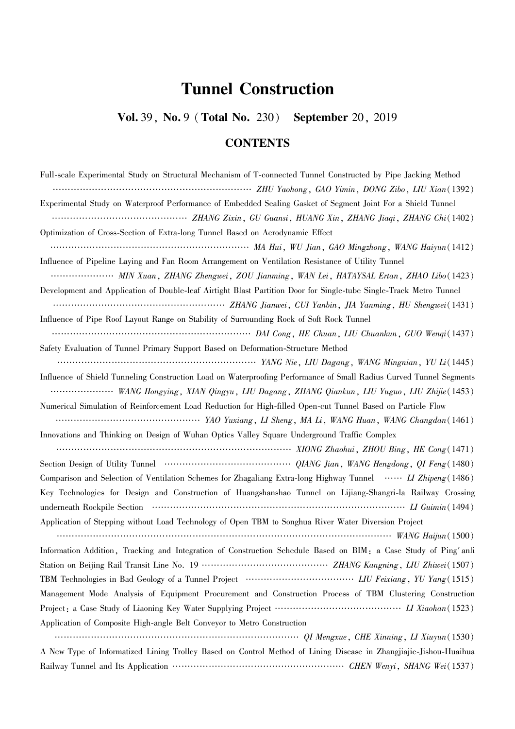# Tunnel Construction

**Vol.** 39, **No.** 9 ( **Total No.** 230) **September** 20, 2019

## CONTENTS

Full-scale Experimental Study on Structural Mechanism of T-connected Tunnel Constructed by Pipe Jacking Method ······ *ZHU Yaohong, GAO Yimin, DONG Zibo, LIU Xian* (1392)

Experimental Study on Waterproof Performance of Embedded Sealing Gasket of Segment Joint For a Shield Tunnel ······ *ZHANG Zixin, GU Guansi, HUANG Xin, ZHANG Jiaqi, ZHANG Chi* (1402)

Optimization of Cross-Section of Extra-long Tunnel Based on Aerodynamic Effect ······ *MA Hui, WU Jian, GAO Mingzhong, WANG Haiyun* (1412)

Influence of Pipeline Laying and Fan Room Arrangement on Ventilation Resistance of Utility Tunnel ······ *MIN Xuan, ZHANG Zhengwei, ZOU Jianming, WAN Lei, HATAYSAL Ertan, ZHAO Libo* (1423)

Development and Application of Double-leaf Airtight Blast Partition Door for Single-tube Single-Track Metro Tunnel ······ *ZHANG Jianwei, CUI Yanbin, JIA Yanming, HU Shengwei* (1431)

Influence of Pipe Roof Layout Range on Stability of Surrounding Rock of Soft Rock Tunnel ······ *DAI Cong, HE Chuan, LIU Chuankun, GUO Wenqi* (1437)

Safety Evaluation of Tunnel Primary Support Based on Deformation-Structure Method ······ *YANG Nie, LIU Dagang, WANG Mingnian, YU Li* (1445)

Influence of Shield Tunneling Construction Load on Waterproofing Performance of Small Radius Curved Tunnel Segments ······ *WANG Hongying, XIAN Qingyu, LIU Dagang, ZHANG Qiankun, LIU Yuguo, LIU Zhijie* (1453)

Numerical Simulation of Reinforcement Load Reduction for High-filled Open-cut Tunnel Based on Particle Flow ······ *YAO Yuxiang, LI Sheng, MA Li, WANG Huan, WANG Changdan* (1461)

Innovations and Thinking on Design of Wuhan Optics Valley Square Underground Traffic Complex ······ *XIONG Zhaohui, ZHOU Bing, HE Cong* (1471)

Section Design of Utility Tunnel ······ *QIANG Jian, WANG Hengdong, QI Feng* (1480)

Comparison and Selection of Ventilation Schemes for Zhagaliang Extra-long Highway Tunnel ······ *LI Zhipeng* (1486)

Key Technologies for Design and Construction of Huangshanshao Tunnel on Lijiang-Shangri-la Railway Crossing underneath Rockpile Section ······ *LI Guimin* (1494)

Application of Stepping without Load Technology of Open TBM to Songhua River Water Diversion Project ······ *WANG Haijun* (1500)

Information Addition, Tracking and Integration of Construction Schedule Based on BIM: a Case Study of Ping'anli Station on Beijing Rail Transit Line No. 19 ······ *ZHANG Kangning, LIU Zhiwei* (1507)

TBM Technologies in Bad Geology of a Tunnel Project ······ *LIU Feixiang, YU Yang* (1515)

Management Mode Analysis of Equipment Procurement and Construction Process of TBM Clustering Construction Project: a Case Study of Liaoning Key Water Supplying Project ······ *LI Xiaohan* (1523)

Application of Composite High-angle Belt Conveyor to Metro Construction ······ *QI Mengxue, CHE Xinning, LI Xiuyun* (1530)

A New Type of Informatized Lining Trolley Based on Control Method of Lining Disease in Zhangjiajie-Jishou-Huaihua Railway Tunnel and Its Application ······ *CHEN Wenyi, SHANG Wei* (1537)